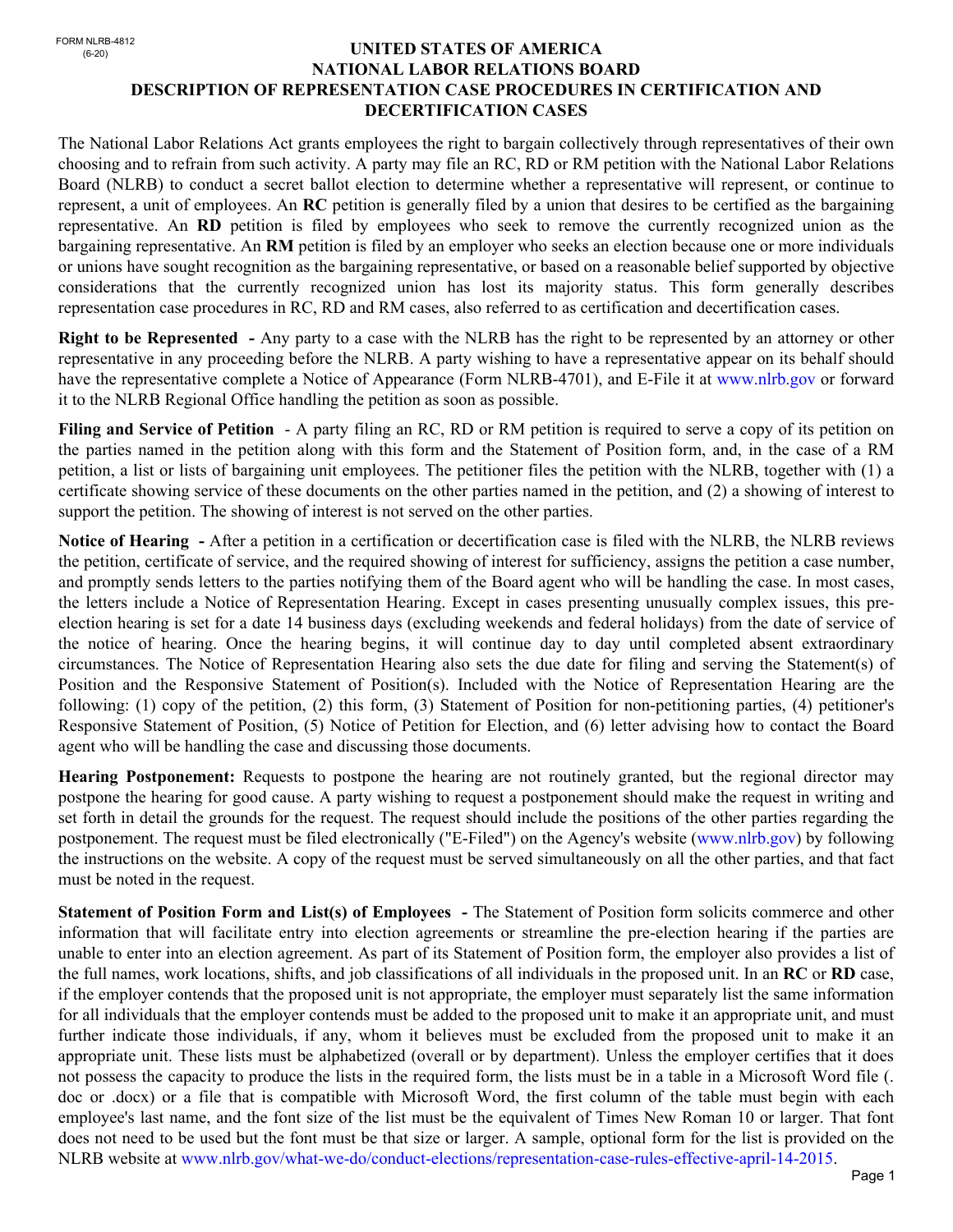FORM NLRB-4812
(6-20)

# UNITED STATES OF AMERICA
# NATIONAL LABOR RELATIONS BOARD
# DESCRIPTION OF REPRESENTATION CASE PROCEDURES IN CERTIFICATION AND DECERTIFICATION CASES

The National Labor Relations Act grants employees the right to bargain collectively through representatives of their own choosing and to refrain from such activity. A party may file an RC, RD or RM petition with the National Labor Relations Board (NLRB) to conduct a secret ballot election to determine whether a representative will represent, or continue to represent, a unit of employees. An **RC** petition is generally filed by a union that desires to be certified as the bargaining representative. An **RD** petition is filed by employees who seek to remove the currently recognized union as the bargaining representative. An **RM** petition is filed by an employer who seeks an election because one or more individuals or unions have sought recognition as the bargaining representative, or based on a reasonable belief supported by objective considerations that the currently recognized union has lost its majority status. This form generally describes representation case procedures in RC, RD and RM cases, also referred to as certification and decertification cases.

**Right to be Represented -** Any party to a case with the NLRB has the right to be represented by an attorney or other representative in any proceeding before the NLRB. A party wishing to have a representative appear on its behalf should have the representative complete a Notice of Appearance (Form NLRB-4701), and E-File it at www.nlrb.gov or forward it to the NLRB Regional Office handling the petition as soon as possible.

**Filing and Service of Petition** - A party filing an RC, RD or RM petition is required to serve a copy of its petition on the parties named in the petition along with this form and the Statement of Position form, and, in the case of a RM petition, a list or lists of bargaining unit employees. The petitioner files the petition with the NLRB, together with (1) a certificate showing service of these documents on the other parties named in the petition, and (2) a showing of interest to support the petition. The showing of interest is not served on the other parties.

**Notice of Hearing -** After a petition in a certification or decertification case is filed with the NLRB, the NLRB reviews the petition, certificate of service, and the required showing of interest for sufficiency, assigns the petition a case number, and promptly sends letters to the parties notifying them of the Board agent who will be handling the case. In most cases, the letters include a Notice of Representation Hearing. Except in cases presenting unusually complex issues, this pre-election hearing is set for a date 14 business days (excluding weekends and federal holidays) from the date of service of the notice of hearing. Once the hearing begins, it will continue day to day until completed absent extraordinary circumstances. The Notice of Representation Hearing also sets the due date for filing and serving the Statement(s) of Position and the Responsive Statement of Position(s). Included with the Notice of Representation Hearing are the following: (1) copy of the petition, (2) this form, (3) Statement of Position for non-petitioning parties, (4) petitioner's Responsive Statement of Position, (5) Notice of Petition for Election, and (6) letter advising how to contact the Board agent who will be handling the case and discussing those documents.

**Hearing Postponement:** Requests to postpone the hearing are not routinely granted, but the regional director may postpone the hearing for good cause. A party wishing to request a postponement should make the request in writing and set forth in detail the grounds for the request. The request should include the positions of the other parties regarding the postponement. The request must be filed electronically ("E-Filed") on the Agency's website (www.nlrb.gov) by following the instructions on the website. A copy of the request must be served simultaneously on all the other parties, and that fact must be noted in the request.

**Statement of Position Form and List(s) of Employees -** The Statement of Position form solicits commerce and other information that will facilitate entry into election agreements or streamline the pre-election hearing if the parties are unable to enter into an election agreement. As part of its Statement of Position form, the employer also provides a list of the full names, work locations, shifts, and job classifications of all individuals in the proposed unit. In an **RC** or **RD** case, if the employer contends that the proposed unit is not appropriate, the employer must separately list the same information for all individuals that the employer contends must be added to the proposed unit to make it an appropriate unit, and must further indicate those individuals, if any, whom it believes must be excluded from the proposed unit to make it an appropriate unit. These lists must be alphabetized (overall or by department). Unless the employer certifies that it does not possess the capacity to produce the lists in the required form, the lists must be in a table in a Microsoft Word file (.doc or .docx) or a file that is compatible with Microsoft Word, the first column of the table must begin with each employee's last name, and the font size of the list must be the equivalent of Times New Roman 10 or larger. That font does not need to be used but the font must be that size or larger. A sample, optional form for the list is provided on the NLRB website at www.nlrb.gov/what-we-do/conduct-elections/representation-case-rules-effective-april-14-2015.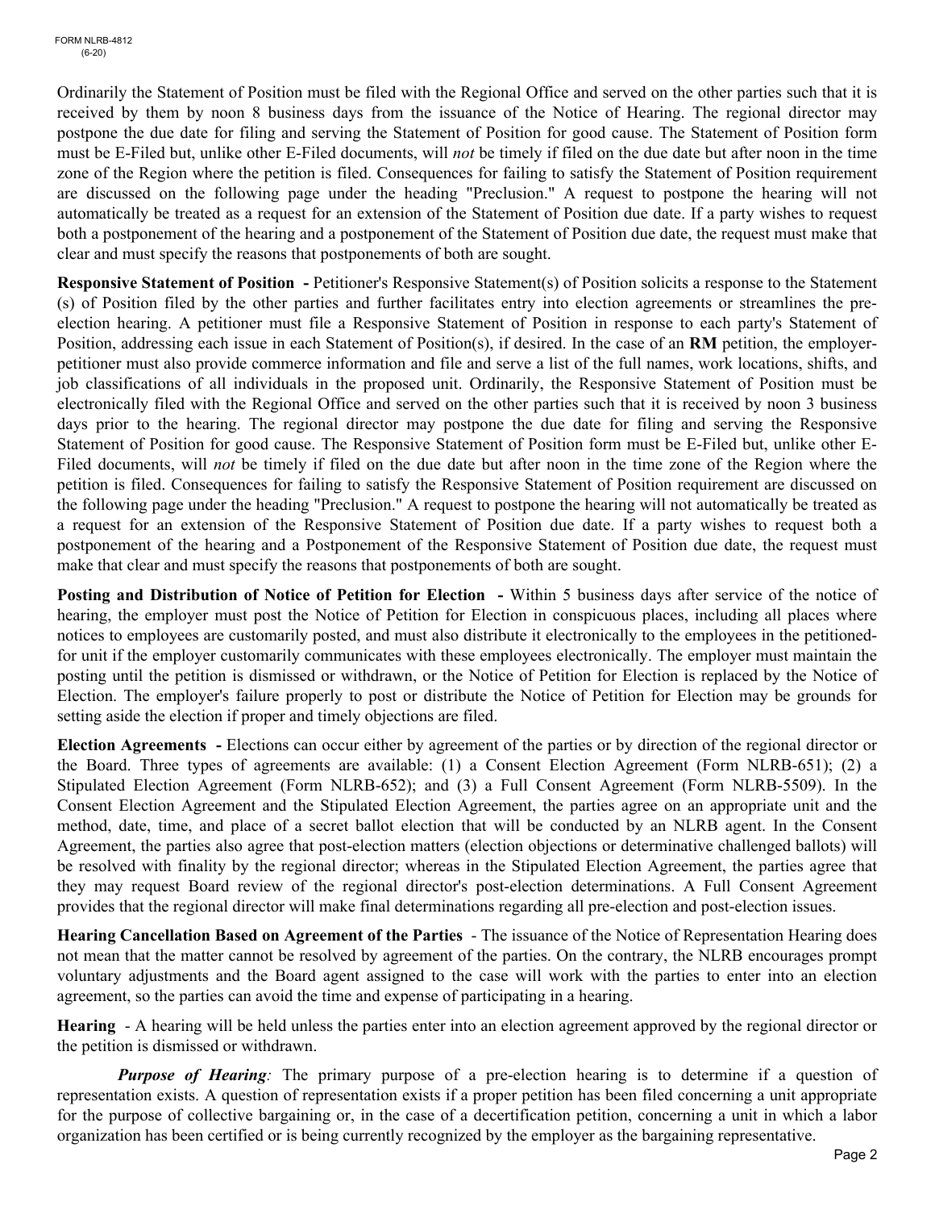Ordinarily the Statement of Position must be filed with the Regional Office and served on the other parties such that it is received by them by noon 8 business days from the issuance of the Notice of Hearing. The regional director may postpone the due date for filing and serving the Statement of Position for good cause. The Statement of Position form must be E-Filed but, unlike other E-Filed documents, will *not* be timely if filed on the due date but after noon in the time zone of the Region where the petition is filed. Consequences for failing to satisfy the Statement of Position requirement are discussed on the following page under the heading "Preclusion." A request to postpone the hearing will not automatically be treated as a request for an extension of the Statement of Position due date. If a party wishes to request both a postponement of the hearing and a postponement of the Statement of Position due date, the request must make that clear and must specify the reasons that postponements of both are sought.

**Responsive Statement of Position -** Petitioner's Responsive Statement(s) of Position solicits a response to the Statement (s) of Position filed by the other parties and further facilitates entry into election agreements or streamlines the pre-election hearing. A petitioner must file a Responsive Statement of Position in response to each party's Statement of Position, addressing each issue in each Statement of Position(s), if desired. In the case of an **RM** petition, the employer-petitioner must also provide commerce information and file and serve a list of the full names, work locations, shifts, and job classifications of all individuals in the proposed unit. Ordinarily, the Responsive Statement of Position must be electronically filed with the Regional Office and served on the other parties such that it is received by noon 3 business days prior to the hearing. The regional director may postpone the due date for filing and serving the Responsive Statement of Position for good cause. The Responsive Statement of Position form must be E-Filed but, unlike other E-Filed documents, will *not* be timely if filed on the due date but after noon in the time zone of the Region where the petition is filed. Consequences for failing to satisfy the Responsive Statement of Position requirement are discussed on the following page under the heading "Preclusion." A request to postpone the hearing will not automatically be treated as a request for an extension of the Responsive Statement of Position due date. If a party wishes to request both a postponement of the hearing and a Postponement of the Responsive Statement of Position due date, the request must make that clear and must specify the reasons that postponements of both are sought.

**Posting and Distribution of Notice of Petition for Election -** Within 5 business days after service of the notice of hearing, the employer must post the Notice of Petition for Election in conspicuous places, including all places where notices to employees are customarily posted, and must also distribute it electronically to the employees in the petitioned-for unit if the employer customarily communicates with these employees electronically. The employer must maintain the posting until the petition is dismissed or withdrawn, or the Notice of Petition for Election is replaced by the Notice of Election. The employer's failure properly to post or distribute the Notice of Petition for Election may be grounds for setting aside the election if proper and timely objections are filed.

**Election Agreements -** Elections can occur either by agreement of the parties or by direction of the regional director or the Board. Three types of agreements are available: (1) a Consent Election Agreement (Form NLRB-651); (2) a Stipulated Election Agreement (Form NLRB-652); and (3) a Full Consent Agreement (Form NLRB-5509). In the Consent Election Agreement and the Stipulated Election Agreement, the parties agree on an appropriate unit and the method, date, time, and place of a secret ballot election that will be conducted by an NLRB agent. In the Consent Agreement, the parties also agree that post-election matters (election objections or determinative challenged ballots) will be resolved with finality by the regional director; whereas in the Stipulated Election Agreement, the parties agree that they may request Board review of the regional director's post-election determinations. A Full Consent Agreement provides that the regional director will make final determinations regarding all pre-election and post-election issues.

**Hearing Cancellation Based on Agreement of the Parties** - The issuance of the Notice of Representation Hearing does not mean that the matter cannot be resolved by agreement of the parties. On the contrary, the NLRB encourages prompt voluntary adjustments and the Board agent assigned to the case will work with the parties to enter into an election agreement, so the parties can avoid the time and expense of participating in a hearing.

**Hearing** - A hearing will be held unless the parties enter into an election agreement approved by the regional director or the petition is dismissed or withdrawn.

***Purpose of Hearing:*** The primary purpose of a pre-election hearing is to determine if a question of representation exists. A question of representation exists if a proper petition has been filed concerning a unit appropriate for the purpose of collective bargaining or, in the case of a decertification petition, concerning a unit in which a labor organization has been certified or is being currently recognized by the employer as the bargaining representative.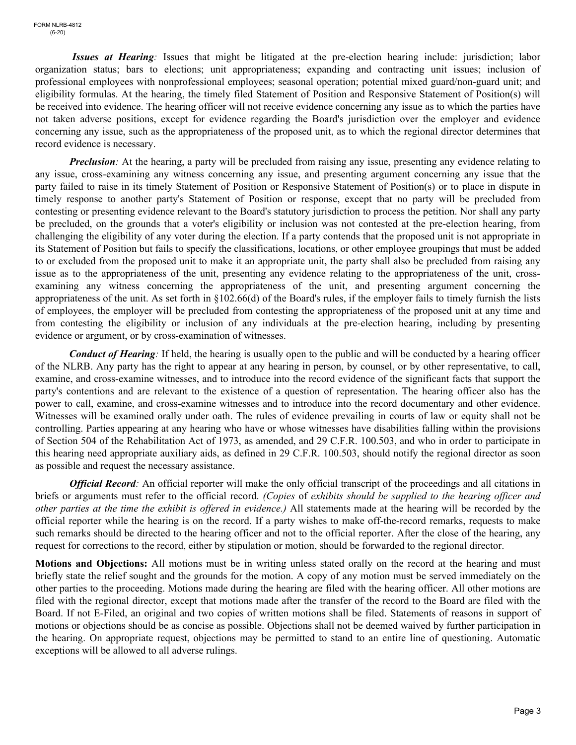***Issues at Hearing**:* Issues that might be litigated at the pre-election hearing include: jurisdiction; labor organization status; bars to elections; unit appropriateness; expanding and contracting unit issues; inclusion of professional employees with nonprofessional employees; seasonal operation; potential mixed guard/non-guard unit; and eligibility formulas. At the hearing, the timely filed Statement of Position and Responsive Statement of Position(s) will be received into evidence. The hearing officer will not receive evidence concerning any issue as to which the parties have not taken adverse positions, except for evidence regarding the Board's jurisdiction over the employer and evidence concerning any issue, such as the appropriateness of the proposed unit, as to which the regional director determines that record evidence is necessary.

***Preclusion**:* At the hearing, a party will be precluded from raising any issue, presenting any evidence relating to any issue, cross-examining any witness concerning any issue, and presenting argument concerning any issue that the party failed to raise in its timely Statement of Position or Responsive Statement of Position(s) or to place in dispute in timely response to another party's Statement of Position or response, except that no party will be precluded from contesting or presenting evidence relevant to the Board's statutory jurisdiction to process the petition. Nor shall any party be precluded, on the grounds that a voter's eligibility or inclusion was not contested at the pre-election hearing, from challenging the eligibility of any voter during the election. If a party contends that the proposed unit is not appropriate in its Statement of Position but fails to specify the classifications, locations, or other employee groupings that must be added to or excluded from the proposed unit to make it an appropriate unit, the party shall also be precluded from raising any issue as to the appropriateness of the unit, presenting any evidence relating to the appropriateness of the unit, cross-examining any witness concerning the appropriateness of the unit, and presenting argument concerning the appropriateness of the unit. As set forth in §102.66(d) of the Board's rules, if the employer fails to timely furnish the lists of employees, the employer will be precluded from contesting the appropriateness of the proposed unit at any time and from contesting the eligibility or inclusion of any individuals at the pre-election hearing, including by presenting evidence or argument, or by cross-examination of witnesses.

***Conduct of Hearing**:* If held, the hearing is usually open to the public and will be conducted by a hearing officer of the NLRB. Any party has the right to appear at any hearing in person, by counsel, or by other representative, to call, examine, and cross-examine witnesses, and to introduce into the record evidence of the significant facts that support the party's contentions and are relevant to the existence of a question of representation. The hearing officer also has the power to call, examine, and cross-examine witnesses and to introduce into the record documentary and other evidence. Witnesses will be examined orally under oath. The rules of evidence prevailing in courts of law or equity shall not be controlling. Parties appearing at any hearing who have or whose witnesses have disabilities falling within the provisions of Section 504 of the Rehabilitation Act of 1973, as amended, and 29 C.F.R. 100.503, and who in order to participate in this hearing need appropriate auxiliary aids, as defined in 29 C.F.R. 100.503, should notify the regional director as soon as possible and request the necessary assistance.

***Official Record**:* An official reporter will make the only official transcript of the proceedings and all citations in briefs or arguments must refer to the official record. *(Copies* of *exhibits should be supplied to the hearing officer and other parties at the time the exhibit is offered in evidence.)* All statements made at the hearing will be recorded by the official reporter while the hearing is on the record. If a party wishes to make off-the-record remarks, requests to make such remarks should be directed to the hearing officer and not to the official reporter. After the close of the hearing, any request for corrections to the record, either by stipulation or motion, should be forwarded to the regional director.

**Motions and Objections:** All motions must be in writing unless stated orally on the record at the hearing and must briefly state the relief sought and the grounds for the motion. A copy of any motion must be served immediately on the other parties to the proceeding. Motions made during the hearing are filed with the hearing officer. All other motions are filed with the regional director, except that motions made after the transfer of the record to the Board are filed with the Board. If not E-Filed, an original and two copies of written motions shall be filed. Statements of reasons in support of motions or objections should be as concise as possible. Objections shall not be deemed waived by further participation in the hearing. On appropriate request, objections may be permitted to stand to an entire line of questioning. Automatic exceptions will be allowed to all adverse rulings.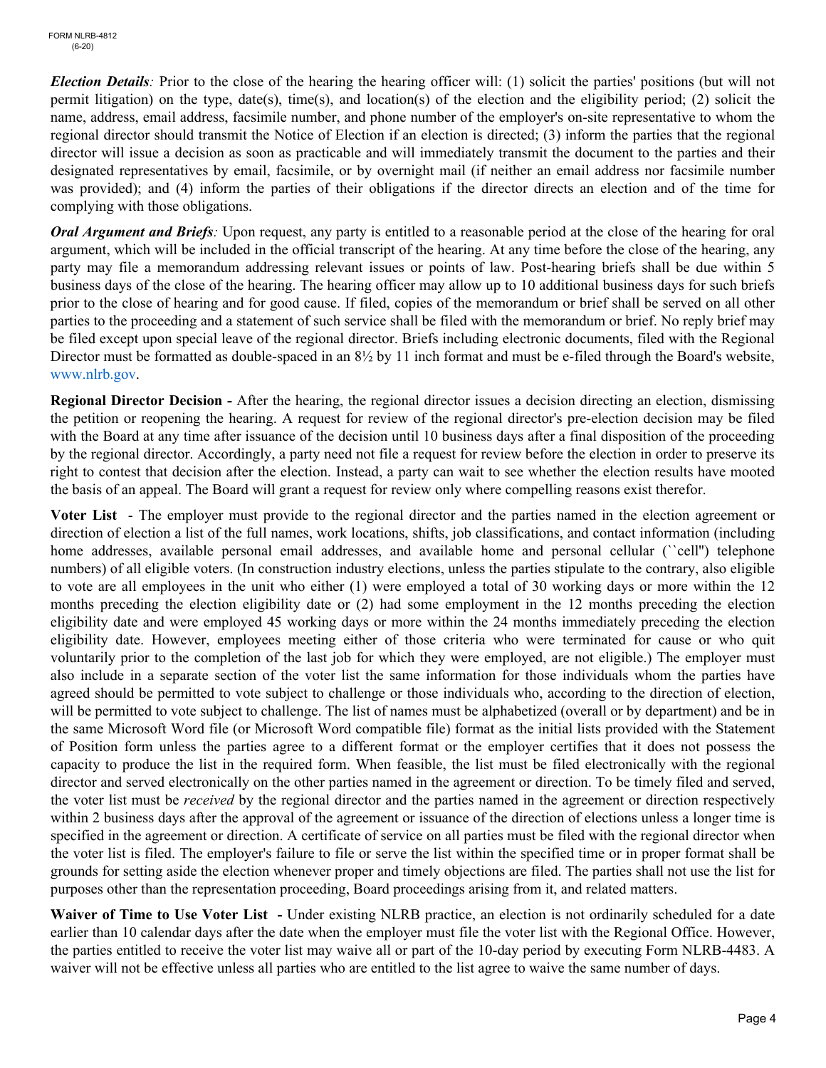***Election Details**:* Prior to the close of the hearing the hearing officer will: (1) solicit the parties' positions (but will not permit litigation) on the type, date(s), time(s), and location(s) of the election and the eligibility period; (2) solicit the name, address, email address, facsimile number, and phone number of the employer's on-site representative to whom the regional director should transmit the Notice of Election if an election is directed; (3) inform the parties that the regional director will issue a decision as soon as practicable and will immediately transmit the document to the parties and their designated representatives by email, facsimile, or by overnight mail (if neither an email address nor facsimile number was provided); and (4) inform the parties of their obligations if the director directs an election and of the time for complying with those obligations.

***Oral Argument and Briefs**:* Upon request, any party is entitled to a reasonable period at the close of the hearing for oral argument, which will be included in the official transcript of the hearing. At any time before the close of the hearing, any party may file a memorandum addressing relevant issues or points of law. Post-hearing briefs shall be due within 5 business days of the close of the hearing. The hearing officer may allow up to 10 additional business days for such briefs prior to the close of hearing and for good cause. If filed, copies of the memorandum or brief shall be served on all other parties to the proceeding and a statement of such service shall be filed with the memorandum or brief. No reply brief may be filed except upon special leave of the regional director. Briefs including electronic documents, filed with the Regional Director must be formatted as double-spaced in an 8½ by 11 inch format and must be e-filed through the Board's website, www.nlrb.gov.

**Regional Director Decision -** After the hearing, the regional director issues a decision directing an election, dismissing the petition or reopening the hearing. A request for review of the regional director's pre-election decision may be filed with the Board at any time after issuance of the decision until 10 business days after a final disposition of the proceeding by the regional director. Accordingly, a party need not file a request for review before the election in order to preserve its right to contest that decision after the election. Instead, a party can wait to see whether the election results have mooted the basis of an appeal. The Board will grant a request for review only where compelling reasons exist therefor.

**Voter List** - The employer must provide to the regional director and the parties named in the election agreement or direction of election a list of the full names, work locations, shifts, job classifications, and contact information (including home addresses, available personal email addresses, and available home and personal cellular (``cell'') telephone numbers) of all eligible voters. (In construction industry elections, unless the parties stipulate to the contrary, also eligible to vote are all employees in the unit who either (1) were employed a total of 30 working days or more within the 12 months preceding the election eligibility date or (2) had some employment in the 12 months preceding the election eligibility date and were employed 45 working days or more within the 24 months immediately preceding the election eligibility date. However, employees meeting either of those criteria who were terminated for cause or who quit voluntarily prior to the completion of the last job for which they were employed, are not eligible.) The employer must also include in a separate section of the voter list the same information for those individuals whom the parties have agreed should be permitted to vote subject to challenge or those individuals who, according to the direction of election, will be permitted to vote subject to challenge. The list of names must be alphabetized (overall or by department) and be in the same Microsoft Word file (or Microsoft Word compatible file) format as the initial lists provided with the Statement of Position form unless the parties agree to a different format or the employer certifies that it does not possess the capacity to produce the list in the required form. When feasible, the list must be filed electronically with the regional director and served electronically on the other parties named in the agreement or direction. To be timely filed and served, the voter list must be *received* by the regional director and the parties named in the agreement or direction respectively within 2 business days after the approval of the agreement or issuance of the direction of elections unless a longer time is specified in the agreement or direction. A certificate of service on all parties must be filed with the regional director when the voter list is filed. The employer's failure to file or serve the list within the specified time or in proper format shall be grounds for setting aside the election whenever proper and timely objections are filed. The parties shall not use the list for purposes other than the representation proceeding, Board proceedings arising from it, and related matters.

**Waiver of Time to Use Voter List -** Under existing NLRB practice, an election is not ordinarily scheduled for a date earlier than 10 calendar days after the date when the employer must file the voter list with the Regional Office. However, the parties entitled to receive the voter list may waive all or part of the 10-day period by executing Form NLRB-4483. A waiver will not be effective unless all parties who are entitled to the list agree to waive the same number of days.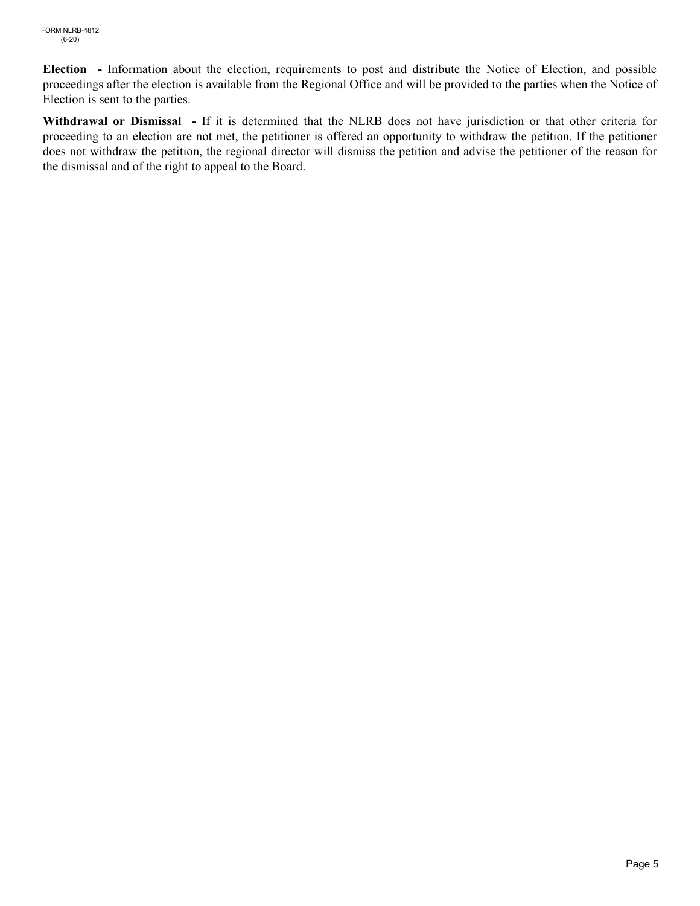**Election -** Information about the election, requirements to post and distribute the Notice of Election, and possible proceedings after the election is available from the Regional Office and will be provided to the parties when the Notice of Election is sent to the parties.

**Withdrawal or Dismissal -** If it is determined that the NLRB does not have jurisdiction or that other criteria for proceeding to an election are not met, the petitioner is offered an opportunity to withdraw the petition. If the petitioner does not withdraw the petition, the regional director will dismiss the petition and advise the petitioner of the reason for the dismissal and of the right to appeal to the Board.